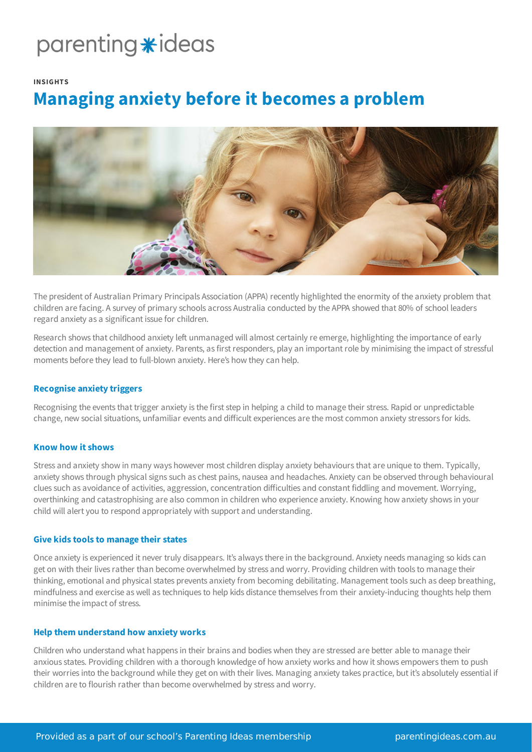parenting ideas

INSIGHTS

# Managing anxiety before it becomes a problem

The president of Australian Primary Principals Association (APPA) recently highlighted the enormity of the anxiety problem that children are facing. A survey of primary schools across Australia conducted by the APPA showed that 80% of school leaders regard anxiety as a significant issue for children.

Research shows that childhood anxiety left unmanaged will almost certainly re emerge, highlighting the importance of early detection and management of anxiety. Parents, as first responders, play an important role by minimising the impact of stressful moments before they lead to full-blown anxiety. Here's how they can help.

### Recognise anxiety triggers

Recognising the events that trigger anxiety is the first step in helping a child to manage their stress. Rapid or unpredictable change, new social situations, unfamiliar events and difficult experiences are the most common anxiety stressors for kids.

### Know how it shows

Stress and anxiety show in many ways however most children display anxiety behaviours that are unique to them. Typically, anxiety shows through physical signs such as chest pains, nausea and headaches. Anxiety can be observed through behavioural clues such as avoidance of activities, aggression, concentration difficulties and constant fiddling and movement. Worrying, overthinking and catastrophising are also common in children who experience anxiety. Knowing how anxiety shows in your child will alert you to respond appropriately with support and understanding.

### Give kids tools to manage their states

Once anxiety is experienced it never truly disappears. It's always there in the background. Anxiety needs managing so kids can get on with their lives rather than become overwhelmed by stress and worry. Providing children with tools to manage their thinking, emotional and physical states prevents anxiety from becoming debilitating. Management tools such as deep breathing, mindfulness and exercise as well as techniques to help kids distance themselves from their anxiety-inducing thoughts help them minimise the impact of stress.

### Help them understand how anxiety works

Children who understand what happens in their brains and bodies when they are stressed are better able to manage their anxious states. Providing children with a thorough knowledge of how anxiety works and how it shows empowers them to push their worries into the background while they get on with their lives. Managing anxiety takes practice, but it's absolutely essential if children are to flourish rather than become overwhelmed by stress and worry.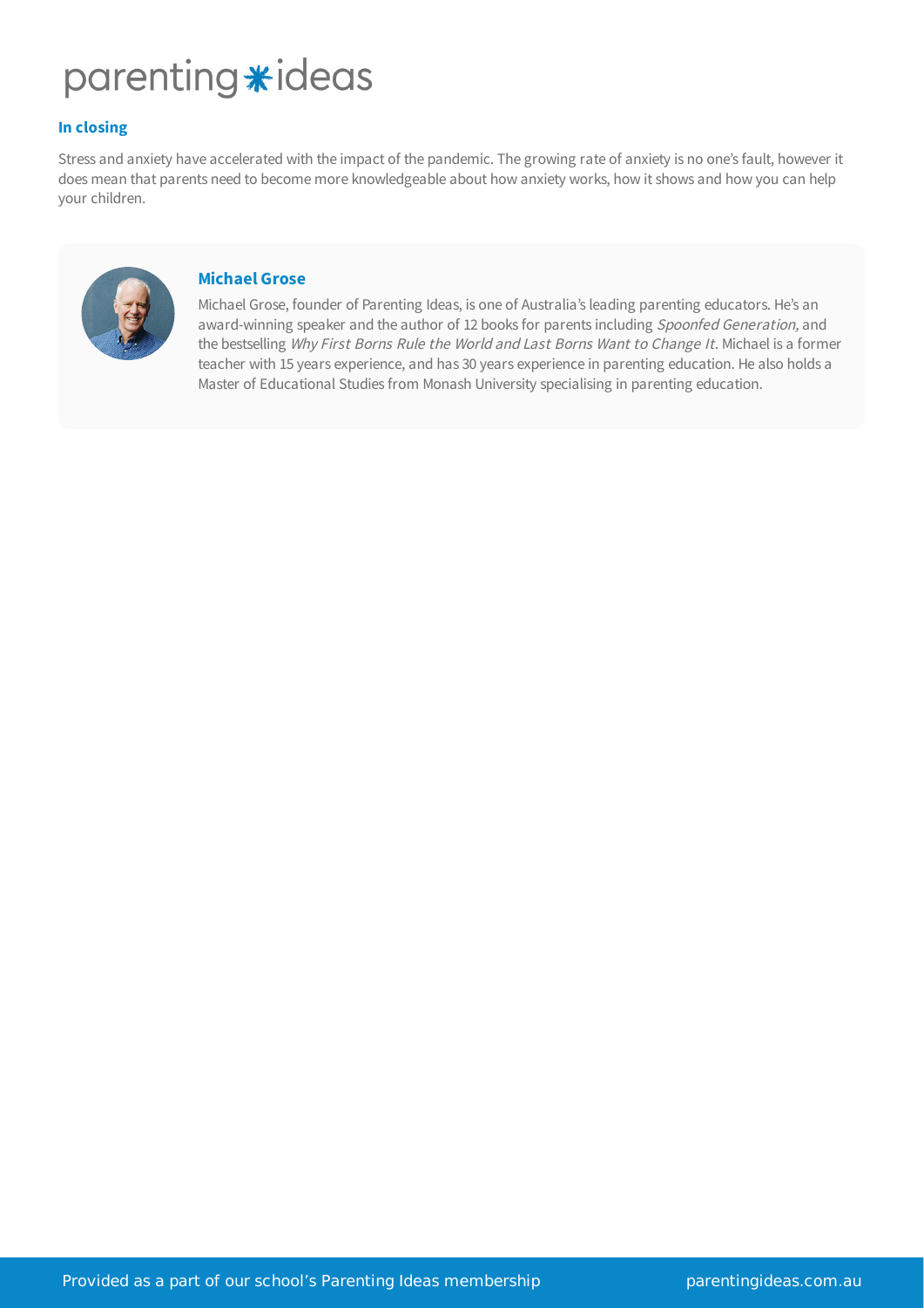## In closing

Stress and anxiety have accelerated with the impact of the pandemic. The growing rate of anxiety is no one's fault, however it does mean that parents need to become more knowledgeable about how anxiety works, how it shows and how you can help your children.

### Michael Grose

Michael Grose, founder of Parenting Ideas, is one of Australia's leading parenting educators. He's an award-winning speaker and the author of 12 books for parents including *Spoonfed Generation,* and the bestselling *Why First Borns Rule the World and Last Borns Want to Change It*. Michael is a former teacher with 15 years experience, and has 30 years experience in parenting education. He also holds a Master of Educational Studies from Monash University specialising in parenting education.

Provided as a part of our school's Parenting Ideas membership

parentingideas.com.au